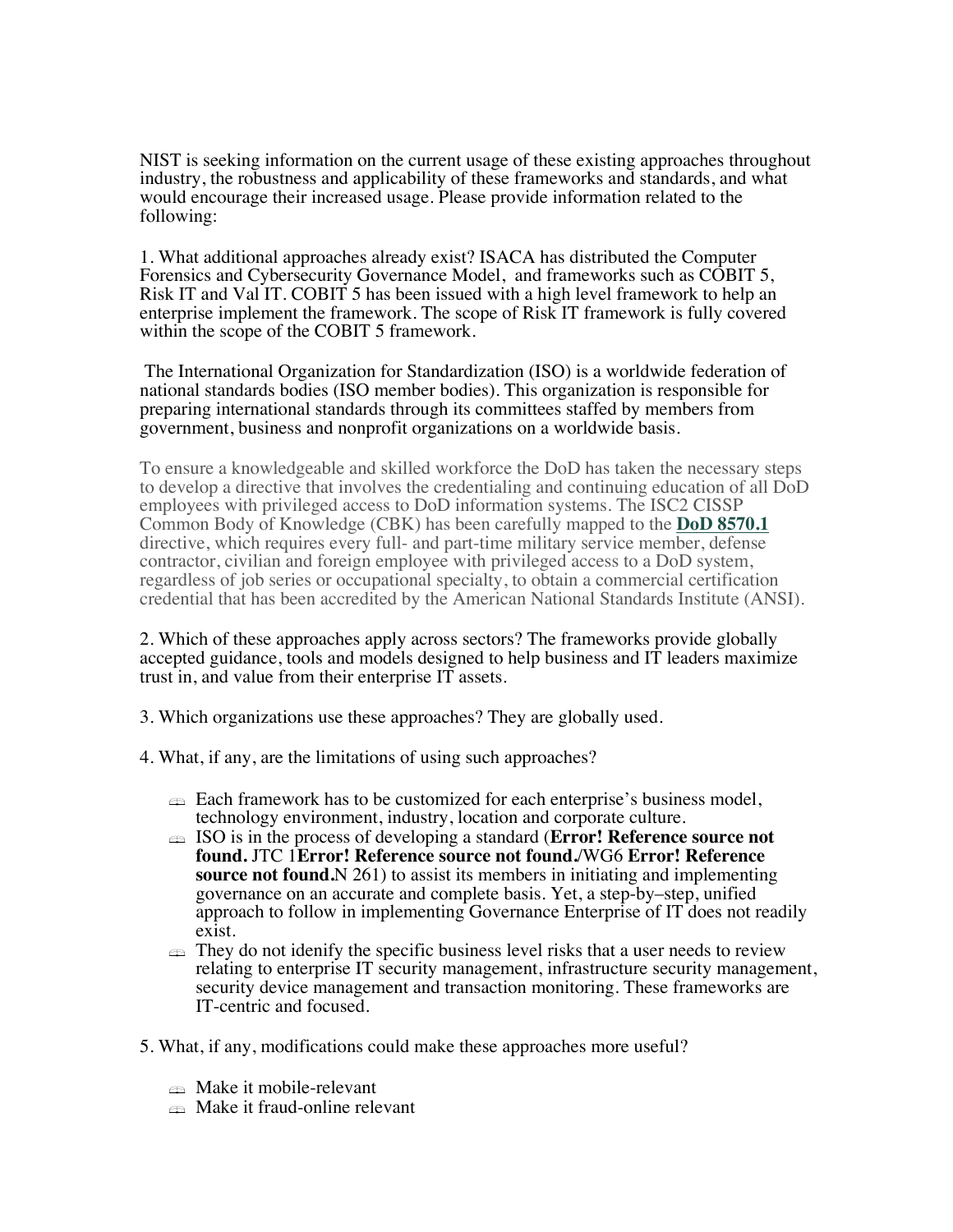NIST is seeking information on the current usage of these existing approaches throughout industry, the robustness and applicability of these frameworks and standards, and what would encourage their increased usage. Please provide information related to the following:

1. What additional approaches already exist? ISACA has distributed the Computer Forensics and Cybersecurity Governance Model, and frameworks such as COBIT 5, Risk IT and Val IT. COBIT 5 has been issued with a high level framework to help an enterprise implement the framework. The scope of Risk IT framework is fully covered within the scope of the COBIT 5 framework.

The International Organization for Standardization (ISO) is a worldwide federation of national standards bodies (ISO member bodies). This organization is responsible for preparing international standards through its committees staffed by members from government, business and nonprofit organizations on a worldwide basis.

To ensure a knowledgeable and skilled workforce the DoD has taken the necessary steps to develop a directive that involves the credentialing and continuing education of all DoD employees with privileged access to DoD information systems. The ISC2 CISSP Common Body of Knowledge (CBK) has been carefully mapped to the **DoD 8570.1** directive, which requires every full- and part-time military service member, defense contractor, civilian and foreign employee with privileged access to a DoD system, regardless of job series or occupational specialty, to obtain a commercial certification credential that has been accredited by the American National Standards Institute (ANSI).

2. Which of these approaches apply across sectors? The frameworks provide globally accepted guidance, tools and models designed to help business and IT leaders maximize trust in, and value from their enterprise IT assets.

3. Which organizations use these approaches? They are globally used.

4. What, if any, are the limitations of using such approaches?

- Each framework has to be customized for each enterprise's business model, technology environment, industry, location and corporate culture.
- ISO is in the process of developing a standard (**Error! Reference source not found.** JTC 1**Error! Reference source not found.**/WG6 **Error! Reference source not found.**N 261) to assist its members in initiating and implementing governance on an accurate and complete basis. Yet, a step-by–step, unified approach to follow in implementing Governance Enterprise of IT does not readily exist.
- They do not idenify the specific business level risks that a user needs to review relating to enterprise IT security management, infrastructure security management, security device management and transaction monitoring. These frameworks are IT-centric and focused.

5. What, if any, modifications could make these approaches more useful?

- Make it mobile-relevant
- Make it fraud-online relevant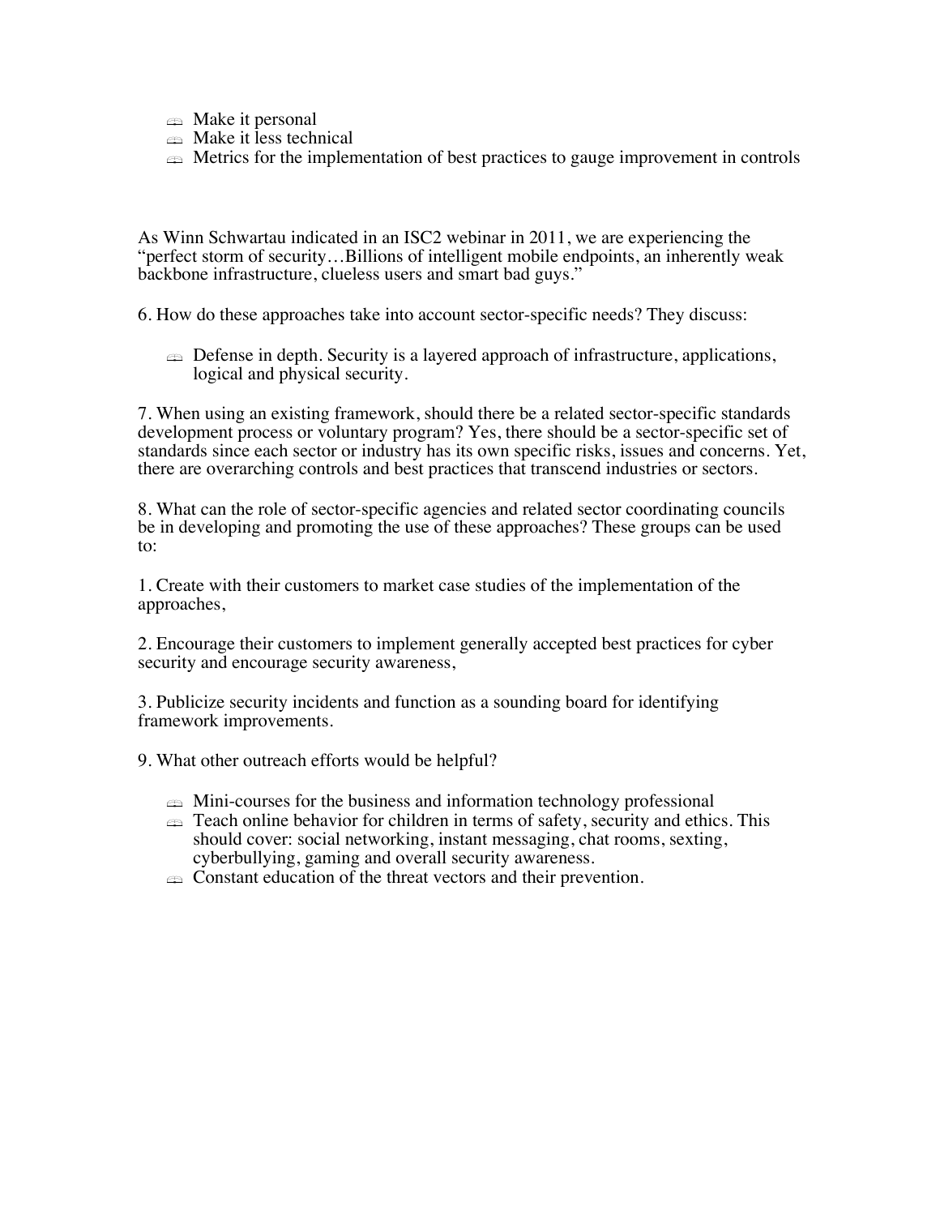- Make it personal
- Make it less technical
- Metrics for the implementation of best practices to gauge improvement in controls

As Winn Schwartau indicated in an ISC2 webinar in 2011, we are experiencing the "perfect storm of security…Billions of intelligent mobile endpoints, an inherently weak backbone infrastructure, clueless users and smart bad guys."

6. How do these approaches take into account sector-specific needs? They discuss:

- Defense in depth. Security is a layered approach of infrastructure, applications, logical and physical security.

7. When using an existing framework, should there be a related sector-specific standards development process or voluntary program? Yes, there should be a sector-specific set of standards since each sector or industry has its own specific risks, issues and concerns. Yet, there are overarching controls and best practices that transcend industries or sectors.

8. What can the role of sector-specific agencies and related sector coordinating councils be in developing and promoting the use of these approaches? These groups can be used to:

1. Create with their customers to market case studies of the implementation of the approaches,

2. Encourage their customers to implement generally accepted best practices for cyber security and encourage security awareness,

3. Publicize security incidents and function as a sounding board for identifying framework improvements.

9. What other outreach efforts would be helpful?

- Mini-courses for the business and information technology professional
- Teach online behavior for children in terms of safety, security and ethics. This should cover: social networking, instant messaging, chat rooms, sexting, cyberbullying, gaming and overall security awareness.
- Constant education of the threat vectors and their prevention.